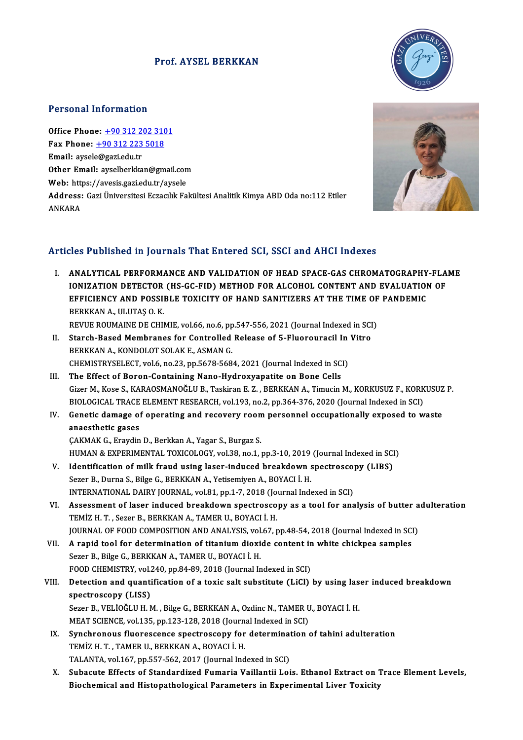# Prof. AYSEL BERKKAN

## Personal Information

**Office Phone:** +90 312 202 3101
**Fax Phone:** +90 312 223 5018
**Email:** aysele@gazi.edu.tr
**Other Email:** ayselberkkan@gmail.com
**Web:** https://avesis.gazi.edu.tr/aysele
**Address:** Gazi Üniversitesi Eczacılık Fakültesi Analitik Kimya ABD Oda no:112 Etiler ANKARA

## Articles Published in Journals That Entered SCI, SSCI and AHCI Indexes

I. **ANALYTICAL PERFORMANCE AND VALIDATION OF HEAD SPACE-GAS CHROMATOGRAPHY-FLAME IONIZATION DETECTOR (HS-GC-FID) METHOD FOR ALCOHOL CONTENT AND EVALUATION OF EFFICIENCY AND POSSIBLE TOXICITY OF HAND SANITIZERS AT THE TIME OF PANDEMIC**
BERKKAN A., ULUTAŞ O. K.
REVUE ROUMAINE DE CHIMIE, vol.66, no.6, pp.547-556, 2021 (Journal Indexed in SCI)

II. **Starch-Based Membranes for Controlled Release of 5-Fluorouracil In Vitro**
BERKKAN A., KONDOLOT SOLAK E., ASMAN G.
CHEMISTRYSELECT, vol.6, no.23, pp.5678-5684, 2021 (Journal Indexed in SCI)

III. **The Effect of Boron-Containing Nano-Hydroxyapatite on Bone Cells**
Gizer M., Kose S., KARAOSMANOĞLU B., Taskiran E. Z. , BERKKAN A., Timucin M., KORKUSUZ F., KORKUSUZ P.
BIOLOGICAL TRACE ELEMENT RESEARCH, vol.193, no.2, pp.364-376, 2020 (Journal Indexed in SCI)

IV. **Genetic damage of operating and recovery room personnel occupationally exposed to waste anaesthetic gases**
ÇAKMAK G., Eraydin D., Berkkan A., Yagar S., Burgaz S.
HUMAN & EXPERIMENTAL TOXICOLOGY, vol.38, no.1, pp.3-10, 2019 (Journal Indexed in SCI)

V. **Identification of milk fraud using laser-induced breakdown spectroscopy (LIBS)**
Sezer B., Durna S., Bilge G., BERKKAN A., Yetisemiyen A., BOYACI İ. H.
INTERNATIONAL DAIRY JOURNAL, vol.81, pp.1-7, 2018 (Journal Indexed in SCI)

VI. **Assessment of laser induced breakdown spectroscopy as a tool for analysis of butter adulteration**
TEMİZ H. T. , Sezer B., BERKKAN A., TAMER U., BOYACI İ. H.
JOURNAL OF FOOD COMPOSITION AND ANALYSIS, vol.67, pp.48-54, 2018 (Journal Indexed in SCI)

VII. **A rapid tool for determination of titanium dioxide content in white chickpea samples**
Sezer B., Bilge G., BERKKAN A., TAMER U., BOYACI İ. H.
FOOD CHEMISTRY, vol.240, pp.84-89, 2018 (Journal Indexed in SCI)

VIII. **Detection and quantification of a toxic salt substitute (LiCl) by using laser induced breakdown spectroscopy (LISS)**
Sezer B., VELİOĞLU H. M. , Bilge G., BERKKAN A., Ozdinc N., TAMER U., BOYACI İ. H.
MEAT SCIENCE, vol.135, pp.123-128, 2018 (Journal Indexed in SCI)

IX. **Synchronous fluorescence spectroscopy for determination of tahini adulteration**
TEMİZ H. T. , TAMER U., BERKKAN A., BOYACI İ. H.
TALANTA, vol.167, pp.557-562, 2017 (Journal Indexed in SCI)

X. **Subacute Effects of Standardized Fumaria Vaillantii Lois. Ethanol Extract on Trace Element Levels, Biochemical and Histopathological Parameters in Experimental Liver Toxicity**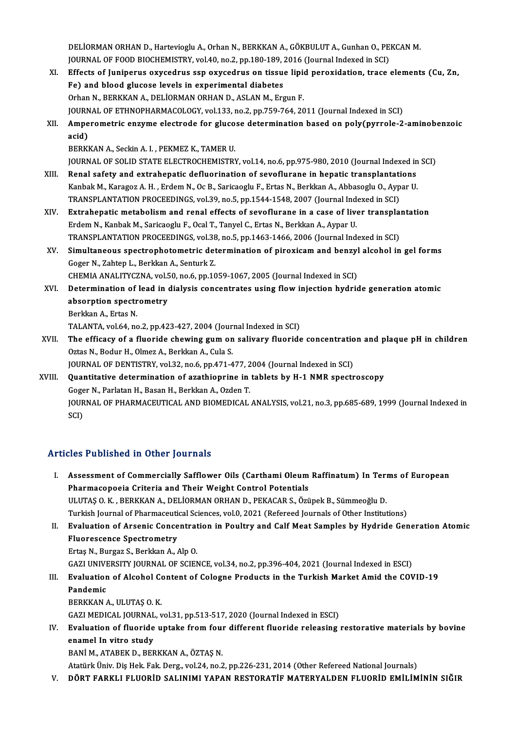DELİORMAN ORHAN D., Hartevioglu A., Orhan N., BERKKAN A., GÖKBULUT A., Gunhan O., PEKCAN M.
JOURNAL OF FOOD BIOCHEMISTRY, vol.40, no.2, pp.180-189, 2016 (Journal Indexed in SCI)

XI. **Effects of Juniperus oxycedrus ssp oxycedrus on tissue lipid peroxidation, trace elements (Cu, Zn, Fe) and blood glucose levels in experimental diabetes**
Orhan N., BERKKAN A., DELİORMAN ORHAN D., ASLAN M., Ergun F.
JOURNAL OF ETHNOPHARMACOLOGY, vol.133, no.2, pp.759-764, 2011 (Journal Indexed in SCI)

XII. **Amperometric enzyme electrode for glucose determination based on poly(pyrrole-2-aminobenzoic acid)**
BERKKAN A., Seckin A. I. , PEKMEZ K., TAMER U.
JOURNAL OF SOLID STATE ELECTROCHEMISTRY, vol.14, no.6, pp.975-980, 2010 (Journal Indexed in SCI)

XIII. **Renal safety and extrahepatic defluorination of sevoflurane in hepatic transplantations**
Kanbak M., Karagoz A. H. , Erdem N., Oc B., Saricaoglu F., Ertas N., Berkkan A., Abbasoglu O., Aypar U.
TRANSPLANTATION PROCEEDINGS, vol.39, no.5, pp.1544-1548, 2007 (Journal Indexed in SCI)

XIV. **Extrahepatic metabolism and renal effects of sevoflurane in a case of liver transplantation**
Erdem N., Kanbak M., Saricaoglu F., Ocal T., Tanyel C., Ertas N., Berkkan A., Aypar U.
TRANSPLANTATION PROCEEDINGS, vol.38, no.5, pp.1463-1466, 2006 (Journal Indexed in SCI)

XV. **Simultaneous spectrophotometric determination of piroxicam and benzyl alcohol in gel forms**
Goger N., Zahtep L., Berkkan A., Senturk Z.
CHEMIA ANALITYCZNA, vol.50, no.6, pp.1059-1067, 2005 (Journal Indexed in SCI)

XVI. **Determination of lead in dialysis concentrates using flow injection hydride generation atomic absorption spectrometry**
Berkkan A., Ertas N.
TALANTA, vol.64, no.2, pp.423-427, 2004 (Journal Indexed in SCI)

XVII. **The efficacy of a fluoride chewing gum on salivary fluoride concentration and plaque pH in children**
Oztas N., Bodur H., Olmez A., Berkkan A., Cula S.
JOURNAL OF DENTISTRY, vol.32, no.6, pp.471-477, 2004 (Journal Indexed in SCI)

XVIII. **Quantitative determination of azathioprine in tablets by H-1 NMR spectroscopy**
Goger N., Parlatan H., Basan H., Berkkan A., Ozden T.
JOURNAL OF PHARMACEUTICAL AND BIOMEDICAL ANALYSIS, vol.21, no.3, pp.685-689, 1999 (Journal Indexed in SCI)

## Articles Published in Other Journals

I. **Assessment of Commercially Safflower Oils (Carthami Oleum Raffinatum) In Terms of European Pharmacopoeia Criteria and Their Weight Control Potentials**
ULUTAŞ O. K. , BERKKAN A., DELİORMAN ORHAN D., PEKACAR S., Özüpek B., Sümmeoğlu D.
Turkish Journal of Pharmaceutical Sciences, vol.0, 2021 (Refereed Journals of Other Institutions)

II. **Evaluation of Arsenic Concentration in Poultry and Calf Meat Samples by Hydride Generation Atomic Fluorescence Spectrometry**
Ertaş N., Burgaz S., Berkkan A., Alp O.
GAZI UNIVERSITY JOURNAL OF SCIENCE, vol.34, no.2, pp.396-404, 2021 (Journal Indexed in ESCI)

III. **Evaluation of Alcohol Content of Cologne Products in the Turkish Market Amid the COVID-19 Pandemic**
BERKKAN A., ULUTAŞ O. K.
GAZI MEDICAL JOURNAL, vol.31, pp.513-517, 2020 (Journal Indexed in ESCI)

IV. **Evaluation of fluoride uptake from four different fluoride releasing restorative materials by bovine enamel In vitro study**
BANİ M., ATABEK D., BERKKAN A., ÖZTAŞ N.
Atatürk Üniv. Diş Hek. Fak. Derg., vol.24, no.2, pp.226-231, 2014 (Other Refereed National Journals)

V. **DÖRT FARKLI FLUORİD SALINIMI YAPAN RESTORATİF MATERYALDEN FLUORİD EMİLİMİNİN SIĞIR**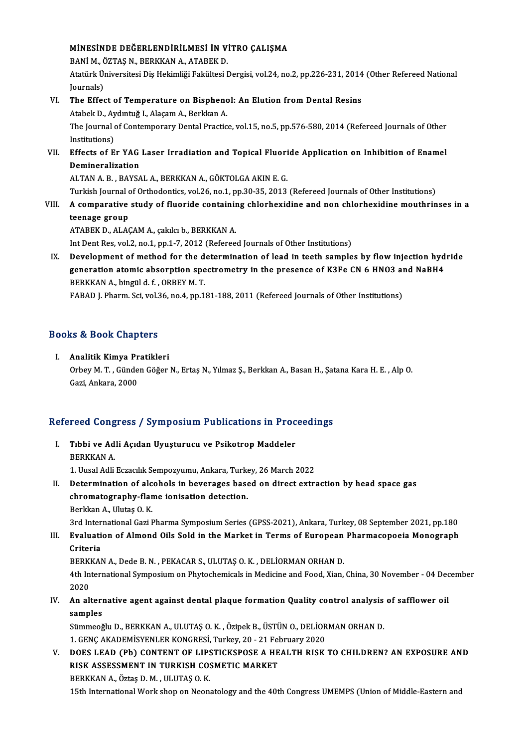MİNESİNDE DEĞERLENDİRİLMESİ İN VİTRO ÇALIŞMA
BANİ M., ÖZTAŞ N., BERKKAN A., ATABEK D.
Atatürk Üniversitesi Diş Hekimliği Fakültesi Dergisi, vol.24, no.2, pp.226-231, 2014 (Other Refereed National Journals)

VI. **The Effect of Temperature on Bisphenol: An Elution from Dental Resins**
Atabek D., Aydıntuğ I., Alaçam A., Berkkan A.
The Journal of Contemporary Dental Practice, vol.15, no.5, pp.576-580, 2014 (Refereed Journals of Other Institutions)

VII. **Effects of Er YAG Laser Irradiation and Topical Fluoride Application on Inhibition of Enamel Demineralization**
ALTAN A. B. , BAYSAL A., BERKKAN A., GÖKTOLGA AKIN E. G.
Turkish Journal of Orthodontics, vol.26, no.1, pp.30-35, 2013 (Refereed Journals of Other Institutions)

VIII. **A comparative study of fluoride containing chlorhexidine and non chlorhexidine mouthrinses in a teenage group**
ATABEK D., ALAÇAM A., çakılcı b., BERKKAN A.
Int Dent Res, vol.2, no.1, pp.1-7, 2012 (Refereed Journals of Other Institutions)

IX. **Development of method for the determination of lead in teeth samples by flow injection hydride generation atomic absorption spectrometry in the presence of K3Fe CN 6 HNO3 and NaBH4**
BERKKAN A., bingül d. f. , ORBEY M. T.
FABAD J. Pharm. Sci, vol.36, no.4, pp.181-188, 2011 (Refereed Journals of Other Institutions)

## Books & Book Chapters

I. **Analitik Kimya Pratikleri**
Orbey M. T. , Günden Göğer N., Ertaş N., Yılmaz Ş., Berkkan A., Basan H., Şatana Kara H. E. , Alp O.
Gazi, Ankara, 2000

## Refereed Congress / Symposium Publications in Proceedings

I. **Tıbbi ve Adli Açıdan Uyuşturucu ve Psikotrop Maddeler**
BERKKAN A.
1. Uusal Adli Eczacılık Sempozyumu, Ankara, Turkey, 26 March 2022

II. **Determination of alcohols in beverages based on direct extraction by head space gas chromatography-flame ionisation detection.**
Berkkan A., Ulutaş O. K.
3rd International Gazi Pharma Symposium Series (GPSS-2021), Ankara, Turkey, 08 September 2021, pp.180

III. **Evaluation of Almond Oils Sold in the Market in Terms of European Pharmacopoeia Monograph Criteria**
BERKKAN A., Dede B. N. , PEKACAR S., ULUTAŞ O. K. , DELİORMAN ORHAN D.
4th International Symposium on Phytochemicals in Medicine and Food, Xian, China, 30 November - 04 December 2020

IV. **An alternative agent against dental plaque formation Quality control analysis of safflower oil samples**
Sümmeoğlu D., BERKKAN A., ULUTAŞ O. K. , Özipek B., ÜSTÜN O., DELİORMAN ORHAN D.
1. GENÇ AKADEMİSYENLER KONGRESİ, Turkey, 20 - 21 February 2020

V. **DOES LEAD (Pb) CONTENT OF LIPSTICKSPOSE A HEALTH RISK TO CHILDREN? AN EXPOSURE AND RISK ASSESSMENT IN TURKISH COSMETIC MARKET**
BERKKAN A., Öztaş D. M. , ULUTAŞ O. K.
15th International Work shop on Neonatology and the 40th Congress UMEMPS (Union of Middle-Eastern and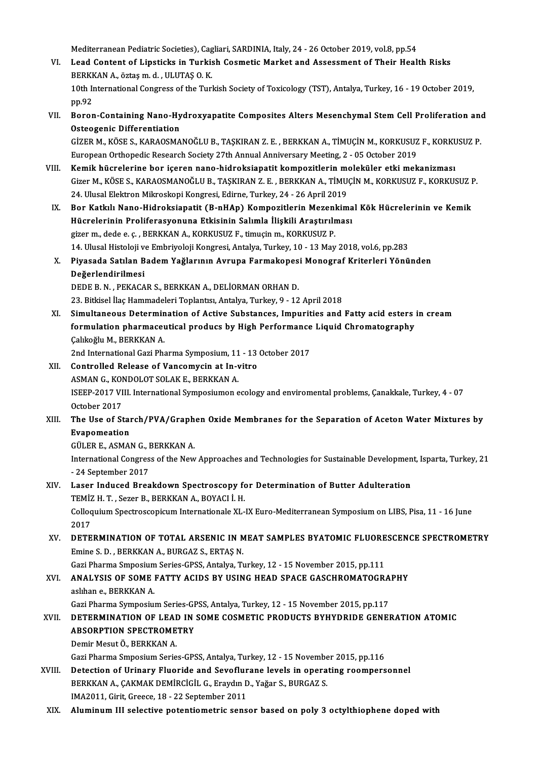Mediterranean Pediatric Societies), Cagliari, SARDINIA, Italy, 24 - 26 October 2019, vol.8, pp.54

VI. **Lead Content of Lipsticks in Turkish Cosmetic Market and Assessment of Their Health Risks**
BERKKAN A., öztaş m. d. , ULUTAŞ O. K.
10th International Congress of the Turkish Society of Toxicology (TST), Antalya, Turkey, 16 - 19 October 2019, pp.92

VII. **Boron-Containing Nano-Hydroxyapatite Composites Alters Mesenchymal Stem Cell Proliferation and Osteogenic Differentiation**
GİZER M., KÖSE S., KARAOSMANOĞLU B., TAŞKIRAN Z. E. , BERKKAN A., TİMUÇİN M., KORKUSUZ F., KORKUSUZ P.
European Orthopedic Research Society 27th Annual Anniversary Meeting, 2 - 05 October 2019

VIII. **Kemik hücrelerine bor içeren nano-hidroksiapatit kompozitlerin moleküler etki mekanizması**
Gizer M., KÖSE S., KARAOSMANOĞLU B., TAŞKIRAN Z. E. , BERKKAN A., TİMUÇİN M., KORKUSUZ F., KORKUSUZ P.
24. Ulusal Elektron Mikroskopi Kongresi, Edirne, Turkey, 24 - 26 April 2019

IX. **Bor Katkılı Nano-Hidroksiapatit (B-nHAp) Kompozitlerin Mezenkimal Kök Hücrelerinin ve Kemik Hücrelerinin Proliferasyonuna Etkisinin Salımla İlişkili Araştırılması**
gizer m., dede e. ç. , BERKKAN A., KORKUSUZ F., timuçin m., KORKUSUZ P.
14. Ulusal Histoloji ve Embriyoloji Kongresi, Antalya, Turkey, 10 - 13 May 2018, vol.6, pp.283

X. **Piyasada Satılan Badem Yağlarının Avrupa Farmakopesi Monograf Kriterleri Yönünden Değerlendirilmesi**
DEDE B. N. , PEKACAR S., BERKKAN A., DELİORMAN ORHAN D.
23. Bitkisel İlaç Hammadeleri Toplantısı, Antalya, Turkey, 9 - 12 April 2018

XI. **Simultaneous Determination of Active Substances, Impurities and Fatty acid esters in cream formulation pharmaceutical producs by High Performance Liquid Chromatography**
Çalıkoğlu M., BERKKAN A.
2nd International Gazi Pharma Symposium, 11 - 13 October 2017

XII. **Controlled Release of Vancomycin at In-vitro**
ASMAN G., KONDOLOT SOLAK E., BERKKAN A.
ISEEP-2017 VIII. International Symposiumon ecology and enviromental problems, Çanakkale, Turkey, 4 - 07 October 2017

XIII. **The Use of Starch/PVA/Graphen Oxide Membranes for the Separation of Aceton Water Mixtures by Evapomeation**
GÜLER E., ASMAN G., BERKKAN A.
International Congress of the New Approaches and Technologies for Sustainable Development, Isparta, Turkey, 21 - 24 September 2017

XIV. **Laser Induced Breakdown Spectroscopy for Determination of Butter Adulteration**
TEMİZ H. T. , Sezer B., BERKKAN A., BOYACI İ. H.
Colloquium Spectroscopicum Internationale XL-IX Euro-Mediterranean Symposium on LIBS, Pisa, 11 - 16 June 2017

XV. **DETERMINATION OF TOTAL ARSENIC IN MEAT SAMPLES BYATOMIC FLUORESCENCE SPECTROMETRY**
Emine S. D. , BERKKAN A., BURGAZ S., ERTAŞ N.
Gazi Pharma Smposium Series-GPSS, Antalya, Turkey, 12 - 15 November 2015, pp.111

XVI. **ANALYSIS OF SOME FATTY ACIDS BY USING HEAD SPACE GASCHROMATOGRAPHY**
aslıhan e., BERKKAN A.
Gazi Pharma Symposium Series-GPSS, Antalya, Turkey, 12 - 15 November 2015, pp.117

XVII. **DETERMINATION OF LEAD IN SOME COSMETIC PRODUCTS BYHYDRIDE GENERATION ATOMIC ABSORPTION SPECTROMETRY**
Demir Mesut Ö., BERKKAN A.
Gazi Pharma Smposium Series-GPSS, Antalya, Turkey, 12 - 15 November 2015, pp.116

XVIII. **Detection of Urinary Fluoride and Sevoflurane levels in operating roompersonnel**
BERKKAN A., ÇAKMAK DEMİRCİGİL G., Eraydın D., Yağar S., BURGAZ S.
IMA2011, Girit, Greece, 18 - 22 September 2011

XIX. **Aluminum III selective potentiometric sensor based on poly 3 octylthiophene doped with**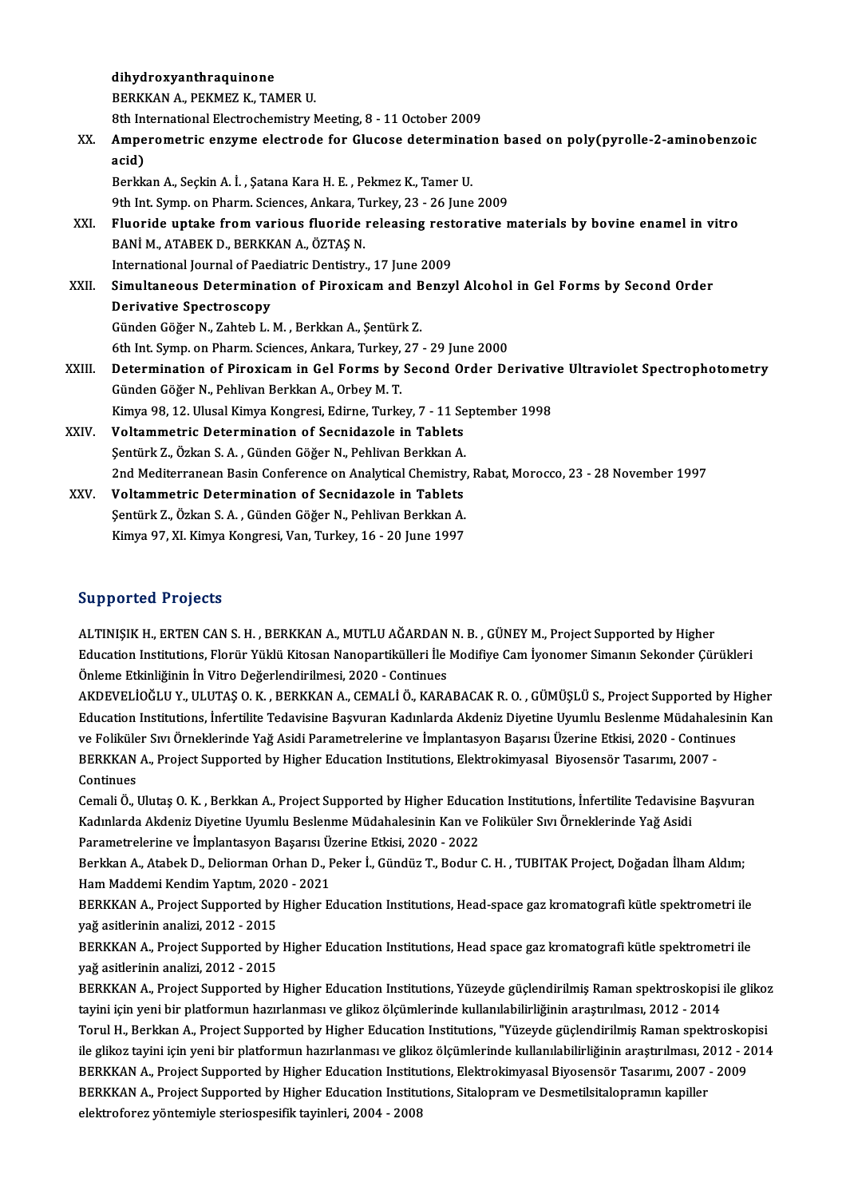dihydroxyanthraquinone
BERKKAN A., PEKMEZ K., TAMER U.
8th International Electrochemistry Meeting, 8 - 11 October 2009

XX. **Amperometric enzyme electrode for Glucose determination based on poly(pyrolle-2-aminobenzoic acid)**
Berkkan A., Seçkin A. İ. , Şatana Kara H. E. , Pekmez K., Tamer U.
9th Int. Symp. on Pharm. Sciences, Ankara, Turkey, 23 - 26 June 2009

XXI. **Fluoride uptake from various fluoride releasing restorative materials by bovine enamel in vitro**
BANİ M., ATABEK D., BERKKAN A., ÖZTAŞ N.
International Journal of Paediatric Dentistry., 17 June 2009

XXII. **Simultaneous Determination of Piroxicam and Benzyl Alcohol in Gel Forms by Second Order Derivative Spectroscopy**
Günden Göğer N., Zahteb L. M. , Berkkan A., Şentürk Z.
6th Int. Symp. on Pharm. Sciences, Ankara, Turkey, 27 - 29 June 2000

XXIII. **Determination of Piroxicam in Gel Forms by Second Order Derivative Ultraviolet Spectrophotometry**
Günden Göğer N., Pehlivan Berkkan A., Orbey M. T.
Kimya 98, 12. Ulusal Kimya Kongresi, Edirne, Turkey, 7 - 11 September 1998

XXIV. **Voltammetric Determination of Secnidazole in Tablets**
Şentürk Z., Özkan S. A. , Günden Göğer N., Pehlivan Berkkan A.
2nd Mediterranean Basin Conference on Analytical Chemistry, Rabat, Morocco, 23 - 28 November 1997

XXV. **Voltammetric Determination of Secnidazole in Tablets**
Şentürk Z., Özkan S. A. , Günden Göğer N., Pehlivan Berkkan A.
Kimya 97, XI. Kimya Kongresi, Van, Turkey, 16 - 20 June 1997

## Supported Projects

ALTINIŞIK H., ERTEN CAN S. H. , BERKKAN A., MUTLU AĞARDAN N. B. , GÜNEY M., Project Supported by Higher Education Institutions, Florür Yüklü Kitosan Nanopartikülleri İle Modifiye Cam İyonomer Simanın Sekonder Çürükleri Önleme Etkinliğinin İn Vitro Değerlendirilmesi, 2020 - Continues

AKDEVELİOĞLU Y., ULUTAŞ O. K. , BERKKAN A., CEMALİ Ö., KARABACAK R. O. , GÜMÜŞLÜ S., Project Supported by Higher Education Institutions, İnfertilite Tedavisine Başvuran Kadınlarda Akdeniz Diyetine Uyumlu Beslenme Müdahalesinin Kan ve Foliküler Sıvı Örneklerinde Yağ Asidi Parametrelerine ve İmplantasyon Başarısı Üzerine Etkisi, 2020 - Continues

BERKKAN A., Project Supported by Higher Education Institutions, Elektrokimyasal Biyosensör Tasarımı, 2007 - Continues

Cemali Ö., Ulutaş O. K. , Berkkan A., Project Supported by Higher Education Institutions, İnfertilite Tedavisine Başvuran Kadınlarda Akdeniz Diyetine Uyumlu Beslenme Müdahalesinin Kan ve Foliküler Sıvı Örneklerinde Yağ Asidi Parametrelerine ve İmplantasyon Başarısı Üzerine Etkisi, 2020 - 2022

Berkkan A., Atabek D., Deliorman Orhan D., Peker İ., Gündüz T., Bodur C. H. , TUBITAK Project, Doğadan İlham Aldım; Ham Maddemi Kendim Yaptım, 2020 - 2021

BERKKAN A., Project Supported by Higher Education Institutions, Head-space gaz kromatografi kütle spektrometri ile yağ asitlerinin analizi, 2012 - 2015

BERKKAN A., Project Supported by Higher Education Institutions, Head space gaz kromatografi kütle spektrometri ile yağ asitlerinin analizi, 2012 - 2015

BERKKAN A., Project Supported by Higher Education Institutions, Yüzeyde güçlendirilmiş Raman spektroskopisi ile glikoz tayini için yeni bir platformun hazırlanması ve glikoz ölçümlerinde kullanılabilirliğinin araştırılması, 2012 - 2014

Torul H., Berkkan A., Project Supported by Higher Education Institutions, "Yüzeyde güçlendirilmiş Raman spektroskopisi ile glikoz tayini için yeni bir platformun hazırlanması ve glikoz ölçümlerinde kullanılabilirliğinin araştırılması, 2012 - 2014

BERKKAN A., Project Supported by Higher Education Institutions, Elektrokimyasal Biyosensör Tasarımı, 2007 - 2009

BERKKAN A., Project Supported by Higher Education Institutions, Sitalopram ve Desmetilsitalopramın kapiller elektroforez yöntemiyle steriospesifik tayinleri, 2004 - 2008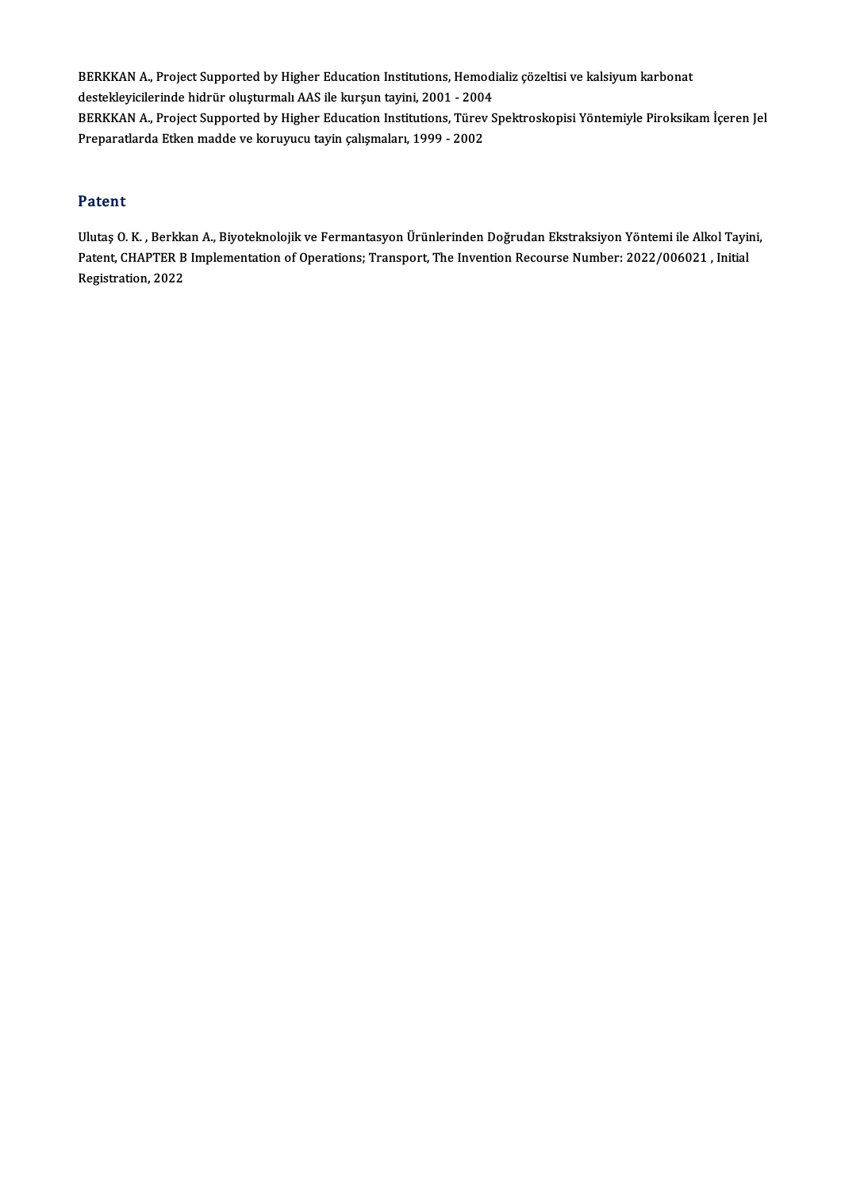BERKKAN A., Project Supported by Higher Education Institutions, Hemodializ çözeltisi ve kalsiyum karbonat destekleyicilerinde hidrür oluşturmalı AAS ile kurşun tayini, 2001 - 2004

BERKKAN A., Project Supported by Higher Education Institutions, Türev Spektroskopisi Yöntemiyle Piroksikam İçeren Jel Preparatlarda Etken madde ve koruyucu tayin çalışmaları, 1999 - 2002

## Patent

Ulutaş O. K. , Berkkan A., Biyoteknolojik ve Fermantasyon Ürünlerinden Doğrudan Ekstraksiyon Yöntemi ile Alkol Tayini, Patent, CHAPTER B Implementation of Operations; Transport, The Invention Recourse Number: 2022/006021 , Initial Registration, 2022